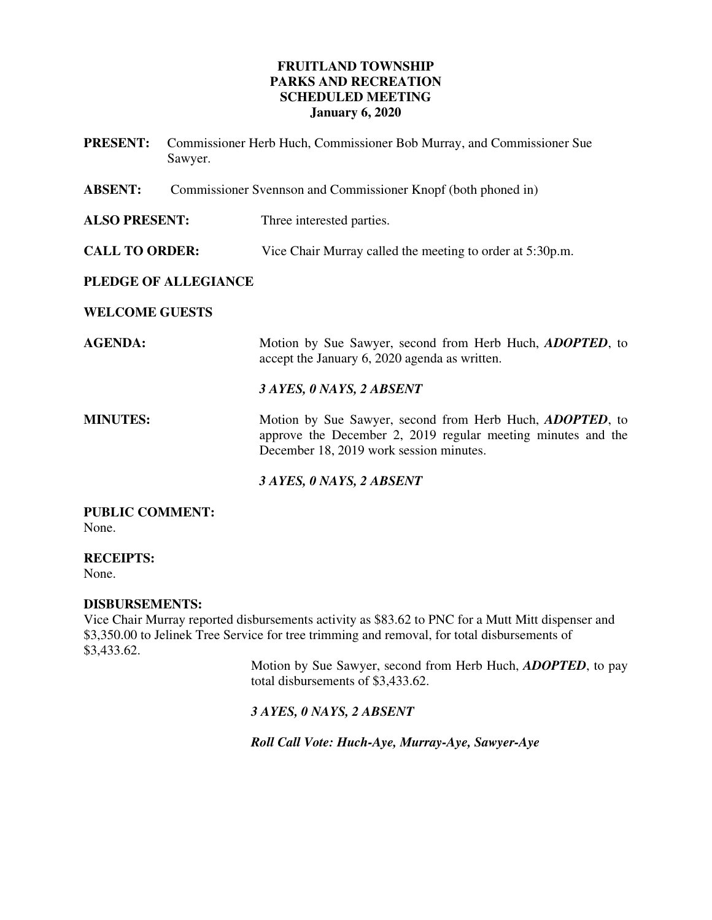# FRUITLAND TOWNSHIP
# PARKS AND RECREATION
# SCHEDULED MEETING
# January 6, 2020

**PRESENT:** Commissioner Herb Huch, Commissioner Bob Murray, and Commissioner Sue Sawyer.

**ABSENT:** Commissioner Svennson and Commissioner Knopf (both phoned in)

**ALSO PRESENT:** Three interested parties.

**CALL TO ORDER:** Vice Chair Murray called the meeting to order at 5:30p.m.

**PLEDGE OF ALLEGIANCE**

**WELCOME GUESTS**

**AGENDA:** Motion by Sue Sawyer, second from Herb Huch, ***ADOPTED***, to accept the January 6, 2020 agenda as written.

***3 AYES, 0 NAYS, 2 ABSENT***

**MINUTES:** Motion by Sue Sawyer, second from Herb Huch, ***ADOPTED***, to approve the December 2, 2019 regular meeting minutes and the December 18, 2019 work session minutes.

***3 AYES, 0 NAYS, 2 ABSENT***

**PUBLIC COMMENT:**
None.

**RECEIPTS:**
None.

**DISBURSEMENTS:**
Vice Chair Murray reported disbursements activity as $83.62 to PNC for a Mutt Mitt dispenser and $3,350.00 to Jelinek Tree Service for tree trimming and removal, for total disbursements of $3,433.62.

Motion by Sue Sawyer, second from Herb Huch, ***ADOPTED***, to pay total disbursements of $3,433.62.

***3 AYES, 0 NAYS, 2 ABSENT***

***Roll Call Vote: Huch-Aye, Murray-Aye, Sawyer-Aye***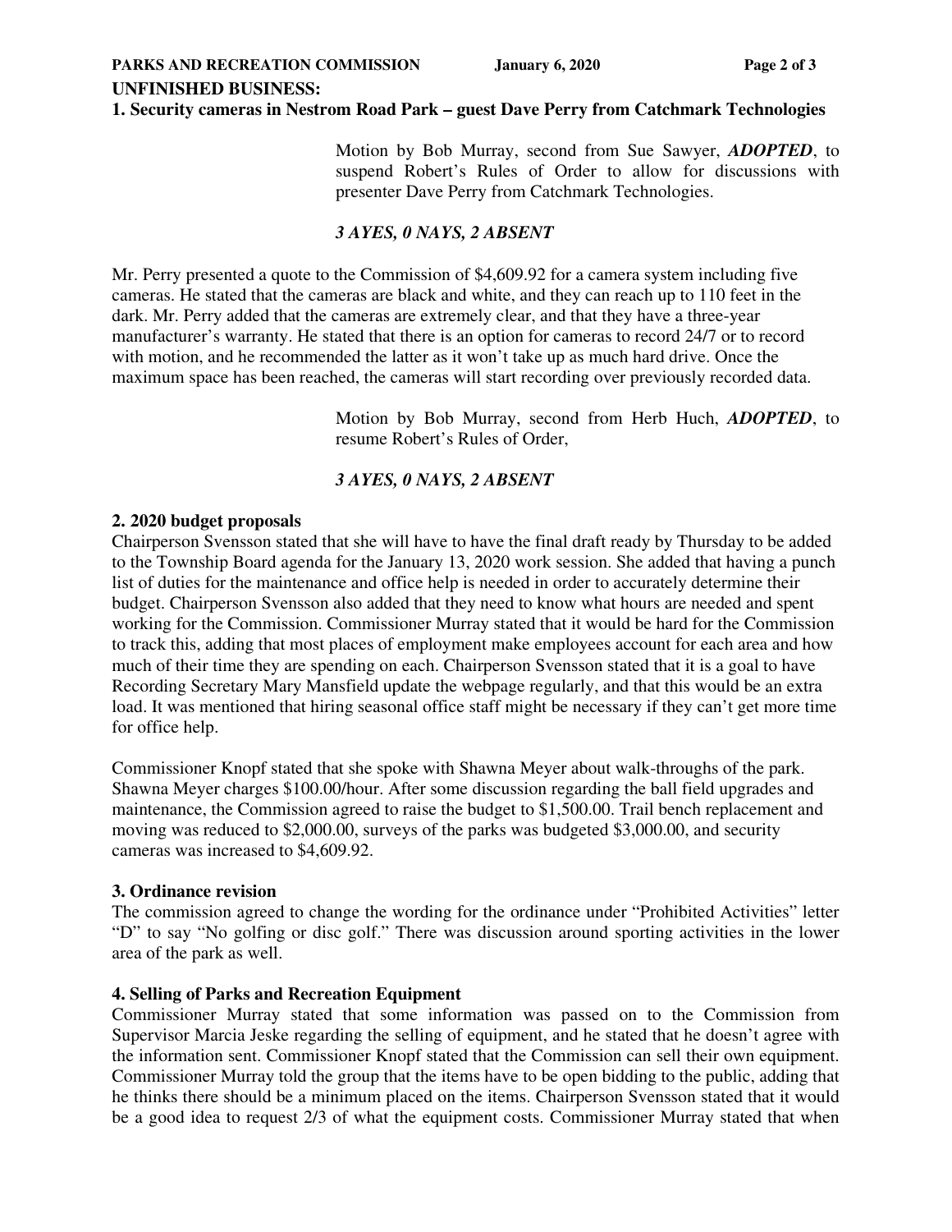**UNFINISHED BUSINESS:**

**1. Security cameras in Nestrom Road Park – guest Dave Perry from Catchmark Technologies**

> Motion by Bob Murray, second from Sue Sawyer, ***ADOPTED***, to suspend Robert's Rules of Order to allow for discussions with presenter Dave Perry from Catchmark Technologies.
>
> ***3 AYES, 0 NAYS, 2 ABSENT***

Mr. Perry presented a quote to the Commission of $4,609.92 for a camera system including five cameras. He stated that the cameras are black and white, and they can reach up to 110 feet in the dark. Mr. Perry added that the cameras are extremely clear, and that they have a three-year manufacturer's warranty. He stated that there is an option for cameras to record 24/7 or to record with motion, and he recommended the latter as it won't take up as much hard drive. Once the maximum space has been reached, the cameras will start recording over previously recorded data.

> Motion by Bob Murray, second from Herb Huch, ***ADOPTED***, to resume Robert's Rules of Order,
>
> ***3 AYES, 0 NAYS, 2 ABSENT***

**2. 2020 budget proposals**

Chairperson Svensson stated that she will have to have the final draft ready by Thursday to be added to the Township Board agenda for the January 13, 2020 work session. She added that having a punch list of duties for the maintenance and office help is needed in order to accurately determine their budget. Chairperson Svensson also added that they need to know what hours are needed and spent working for the Commission. Commissioner Murray stated that it would be hard for the Commission to track this, adding that most places of employment make employees account for each area and how much of their time they are spending on each. Chairperson Svensson stated that it is a goal to have Recording Secretary Mary Mansfield update the webpage regularly, and that this would be an extra load. It was mentioned that hiring seasonal office staff might be necessary if they can't get more time for office help.

Commissioner Knopf stated that she spoke with Shawna Meyer about walk-throughs of the park. Shawna Meyer charges $100.00/hour. After some discussion regarding the ball field upgrades and maintenance, the Commission agreed to raise the budget to $1,500.00. Trail bench replacement and moving was reduced to $2,000.00, surveys of the parks was budgeted $3,000.00, and security cameras was increased to $4,609.92.

**3. Ordinance revision**

The commission agreed to change the wording for the ordinance under "Prohibited Activities" letter "D" to say "No golfing or disc golf." There was discussion around sporting activities in the lower area of the park as well.

**4. Selling of Parks and Recreation Equipment**

Commissioner Murray stated that some information was passed on to the Commission from Supervisor Marcia Jeske regarding the selling of equipment, and he stated that he doesn't agree with the information sent. Commissioner Knopf stated that the Commission can sell their own equipment. Commissioner Murray told the group that the items have to be open bidding to the public, adding that he thinks there should be a minimum placed on the items. Chairperson Svensson stated that it would be a good idea to request 2/3 of what the equipment costs. Commissioner Murray stated that when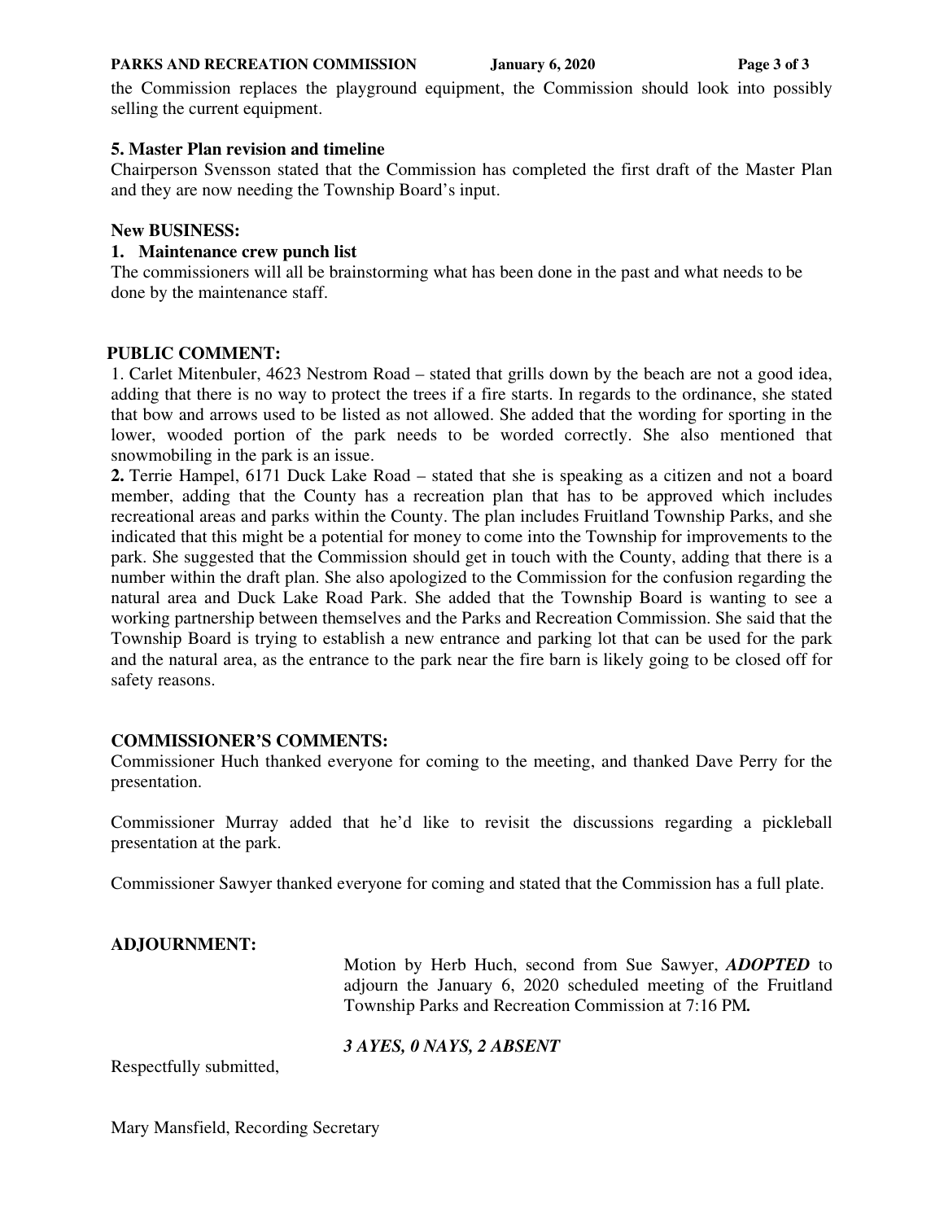the Commission replaces the playground equipment, the Commission should look into possibly selling the current equipment.

**5. Master Plan revision and timeline**

Chairperson Svensson stated that the Commission has completed the first draft of the Master Plan and they are now needing the Township Board's input.

**New BUSINESS:**

**1. Maintenance crew punch list**

The commissioners will all be brainstorming what has been done in the past and what needs to be done by the maintenance staff.

**PUBLIC COMMENT:**

1. Carlet Mitenbuler, 4623 Nestrom Road – stated that grills down by the beach are not a good idea, adding that there is no way to protect the trees if a fire starts. In regards to the ordinance, she stated that bow and arrows used to be listed as not allowed. She added that the wording for sporting in the lower, wooded portion of the park needs to be worded correctly. She also mentioned that snowmobiling in the park is an issue.

**2.** Terrie Hampel, 6171 Duck Lake Road – stated that she is speaking as a citizen and not a board member, adding that the County has a recreation plan that has to be approved which includes recreational areas and parks within the County. The plan includes Fruitland Township Parks, and she indicated that this might be a potential for money to come into the Township for improvements to the park. She suggested that the Commission should get in touch with the County, adding that there is a number within the draft plan. She also apologized to the Commission for the confusion regarding the natural area and Duck Lake Road Park. She added that the Township Board is wanting to see a working partnership between themselves and the Parks and Recreation Commission. She said that the Township Board is trying to establish a new entrance and parking lot that can be used for the park and the natural area, as the entrance to the park near the fire barn is likely going to be closed off for safety reasons.

**COMMISSIONER'S COMMENTS:**

Commissioner Huch thanked everyone for coming to the meeting, and thanked Dave Perry for the presentation.

Commissioner Murray added that he'd like to revisit the discussions regarding a pickleball presentation at the park.

Commissioner Sawyer thanked everyone for coming and stated that the Commission has a full plate.

**ADJOURNMENT:**

Motion by Herb Huch, second from Sue Sawyer, ***ADOPTED*** to adjourn the January 6, 2020 scheduled meeting of the Fruitland Township Parks and Recreation Commission at 7:16 PM**.**

***3 AYES, 0 NAYS, 2 ABSENT***

Respectfully submitted,

Mary Mansfield, Recording Secretary